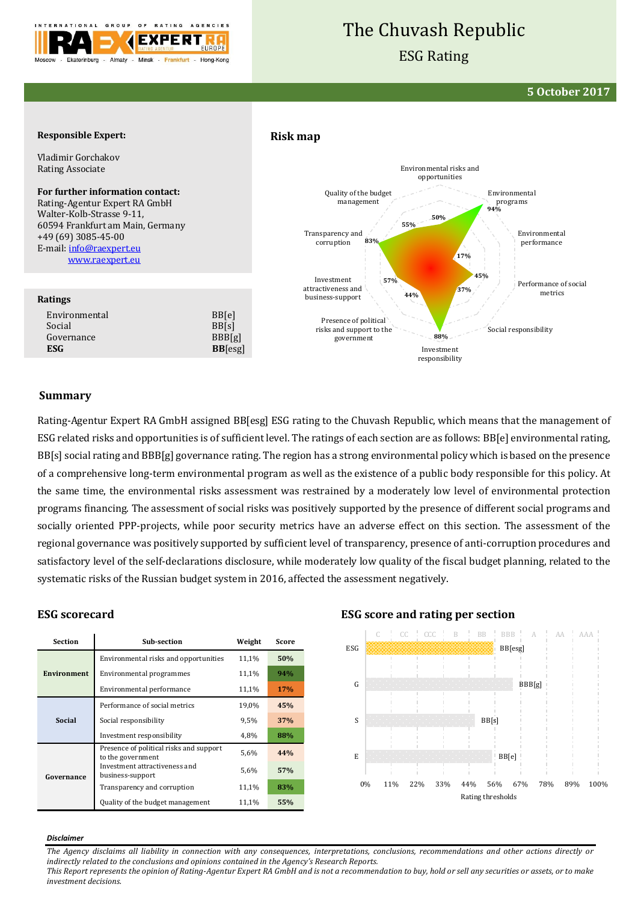# The Chuvash Republic

## ESG Rating

**5 October 2017**

**Responsible Expert:**

Vladimir Gorchakov
Rating Associate

**For further information contact:**
Rating-Agentur Expert RA GmbH
Walter-Kolb-Strasse 9-11,
60594 Frankfurt am Main, Germany
+49 (69) 3085-45-00
E-mail: info@raexpert.eu
www.raexpert.eu

### Ratings

| | |
|---|---|
| Environmental | BB[e] |
| Social | BB[s] |
| Governance | BBB[g] |
| **ESG** | **BB**[esg] |

### Risk map

| Sub-section | Score |
|---|---|
| Environmental risks and opportunities | 50% |
| Environmental programs | 94% |
| Environmental performance | 17% |
| Performance of social metrics | 45% |
| Social responsibility | 37% |
| Investment responsibility | 88% |
| Presence of political risks and support to the government | 44% |
| Investment attractiveness and business-support | 57% |
| Transparency and corruption | 83% |
| Quality of the budget management | 55% |

## Summary

Rating-Agentur Expert RA GmbH assigned BB[esg] ESG rating to the Chuvash Republic, which means that the management of ESG related risks and opportunities is of sufficient level. The ratings of each section are as follows: BB[e] environmental rating, BB[s] social rating and BBB[g] governance rating. The region has a strong environmental policy which is based on the presence of a comprehensive long-term environmental program as well as the existence of a public body responsible for this policy. At the same time, the environmental risks assessment was restrained by a moderately low level of environmental protection programs financing. The assessment of social risks was positively supported by the presence of different social programs and socially oriented PPP-projects, while poor security metrics have an adverse effect on this section. The assessment of the regional governance was positively supported by sufficient level of transparency, presence of anti-corruption procedures and satisfactory level of the self-declarations disclosure, while moderately low quality of the fiscal budget planning, related to the systematic risks of the Russian budget system in 2016, affected the assessment negatively.

### ESG scorecard

| Section | Sub-section | Weight | Score |
|---|---|---|---|
| Environment | Environmental risks and opportunities | 11,1% | 50% |
| | Environmental programmes | 11,1% | 94% |
| | Environmental performance | 11,1% | 17% |
| Social | Performance of social metrics | 19,0% | 45% |
| | Social responsibility | 9,5% | 37% |
| | Investment responsibility | 4,8% | 88% |
| Governance | Presence of political risks and support to the government | 5,6% | 44% |
| | Investment attractiveness and business-support | 5,6% | 57% |
| | Transparency and corruption | 11,1% | 83% |
| | Quality of the budget management | 11,1% | 55% |

### ESG score and rating per section

| Section | Rating |
|---|---|
| ESG | BB[esg] |
| G | BBB[g] |
| S | BB[s] |
| E | BB[e] |

Rating thresholds: C, CC, CCC, B, BB, BBB, A, AA, AAA (0%, 11%, 22%, 33%, 44%, 56%, 67%, 78%, 89%, 100%)

***Disclaimer***

*The Agency disclaims all liability in connection with any consequences, interpretations, conclusions, recommendations and other actions directly or indirectly related to the conclusions and opinions contained in the Agency's Research Reports.*
*This Report represents the opinion of Rating-Agentur Expert RA GmbH and is not a recommendation to buy, hold or sell any securities or assets, or to make investment decisions.*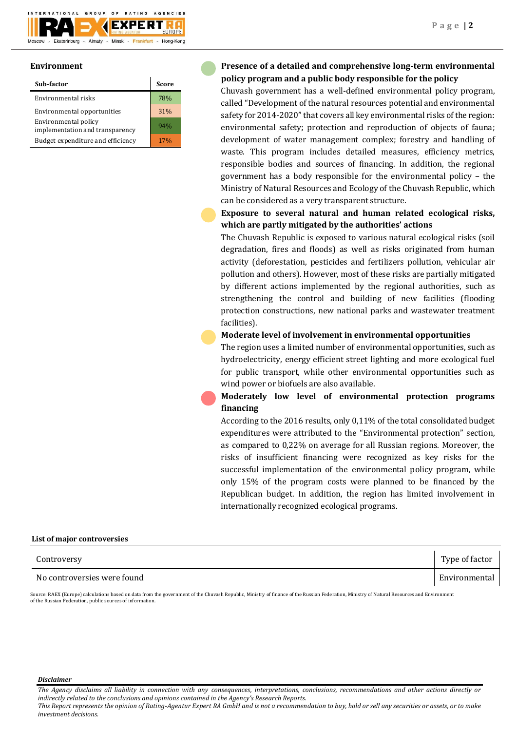## Environment

| Sub-factor | Score |
|---|---|
| Environmental risks | 78% |
| Environmental opportunities | 31% |
| Environmental policy implementation and transparency | 94% |
| Budget expenditure and efficiency | 17% |

**Presence of a detailed and comprehensive long-term environmental policy program and a public body responsible for the policy**

Chuvash government has a well-defined environmental policy program, called "Development of the natural resources potential and environmental safety for 2014-2020" that covers all key environmental risks of the region: environmental safety; protection and reproduction of objects of fauna; development of water management complex; forestry and handling of waste. This program includes detailed measures, efficiency metrics, responsible bodies and sources of financing. In addition, the regional government has a body responsible for the environmental policy – the Ministry of Natural Resources and Ecology of the Chuvash Republic, which can be considered as a very transparent structure.

**Exposure to several natural and human related ecological risks, which are partly mitigated by the authorities' actions**

The Chuvash Republic is exposed to various natural ecological risks (soil degradation, fires and floods) as well as risks originated from human activity (deforestation, pesticides and fertilizers pollution, vehicular air pollution and others). However, most of these risks are partially mitigated by different actions implemented by the regional authorities, such as strengthening the control and building of new facilities (flooding protection constructions, new national parks and wastewater treatment facilities).

**Moderate level of involvement in environmental opportunities**

The region uses a limited number of environmental opportunities, such as hydroelectricity, energy efficient street lighting and more ecological fuel for public transport, while other environmental opportunities such as wind power or biofuels are also available.

**Moderately low level of environmental protection programs financing**

According to the 2016 results, only 0,11% of the total consolidated budget expenditures were attributed to the "Environmental protection" section, as compared to 0,22% on average for all Russian regions. Moreover, the risks of insufficient financing were recognized as key risks for the successful implementation of the environmental policy program, while only 15% of the program costs were planned to be financed by the Republican budget. In addition, the region has limited involvement in internationally recognized ecological programs.

**List of major controversies**

| Controversy | Type of factor |
|---|---|
| No controversies were found | Environmental |

Source: RAEX (Europe) calculations based on data from the government of the Chuvash Republic, Ministry of finance of the Russian Federation, Ministry of Natural Resources and Environment of the Russian Federation, public sources of information.

***Disclaimer***

*The Agency disclaims all liability in connection with any consequences, interpretations, conclusions, recommendations and other actions directly or indirectly related to the conclusions and opinions contained in the Agency's Research Reports.*
*This Report represents the opinion of Rating-Agentur Expert RA GmbH and is not a recommendation to buy, hold or sell any securities or assets, or to make investment decisions.*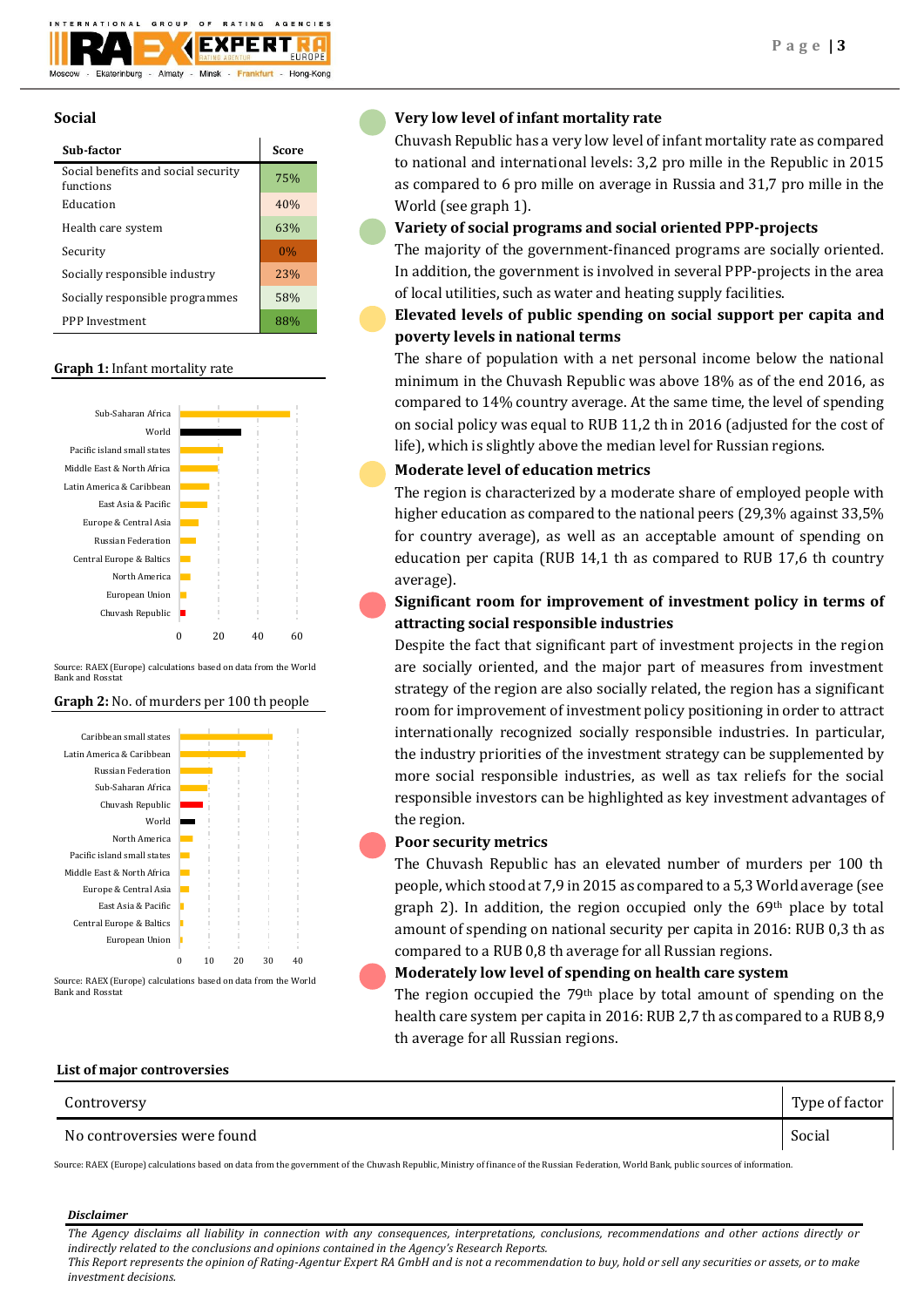## Social

| Sub-factor | Score |
|---|---|
| Social benefits and social security functions | 75% |
| Education | 40% |
| Health care system | 63% |
| Security | 0% |
| Socially responsible industry | 23% |
| Socially responsible programmes | 58% |
| PPP Investment | 88% |

**Graph 1:** Infant mortality rate

Source: RAEX (Europe) calculations based on data from the World Bank and Rosstat

**Graph 2:** No. of murders per 100 th people

Source: RAEX (Europe) calculations based on data from the World Bank and Rosstat

### Very low level of infant mortality rate

Chuvash Republic has a very low level of infant mortality rate as compared to national and international levels: 3,2 pro mille in the Republic in 2015 as compared to 6 pro mille on average in Russia and 31,7 pro mille in the World (see graph 1).

### Variety of social programs and social oriented PPP-projects

The majority of the government-financed programs are socially oriented. In addition, the government is involved in several PPP-projects in the area of local utilities, such as water and heating supply facilities.

### Elevated levels of public spending on social support per capita and poverty levels in national terms

The share of population with a net personal income below the national minimum in the Chuvash Republic was above 18% as of the end 2016, as compared to 14% country average. At the same time, the level of spending on social policy was equal to RUB 11,2 th in 2016 (adjusted for the cost of life), which is slightly above the median level for Russian regions.

### Moderate level of education metrics

The region is characterized by a moderate share of employed people with higher education as compared to the national peers (29,3% against 33,5% for country average), as well as an acceptable amount of spending on education per capita (RUB 14,1 th as compared to RUB 17,6 th country average).

### Significant room for improvement of investment policy in terms of attracting social responsible industries

Despite the fact that significant part of investment projects in the region are socially oriented, and the major part of measures from investment strategy of the region are also socially related, the region has a significant room for improvement of investment policy positioning in order to attract internationally recognized socially responsible industries. In particular, the industry priorities of the investment strategy can be supplemented by more social responsible industries, as well as tax reliefs for the social responsible investors can be highlighted as key investment advantages of the region.

### Poor security metrics

The Chuvash Republic has an elevated number of murders per 100 th people, which stood at 7,9 in 2015 as compared to a 5,3 World average (see graph 2). In addition, the region occupied only the 69th place by total amount of spending on national security per capita in 2016: RUB 0,3 th as compared to a RUB 0,8 th average for all Russian regions.

### Moderately low level of spending on health care system

The region occupied the 79th place by total amount of spending on the health care system per capita in 2016: RUB 2,7 th as compared to a RUB 8,9 th average for all Russian regions.

**List of major controversies**

| Controversy | Type of factor |
|---|---|
| No controversies were found | Social |

Source: RAEX (Europe) calculations based on data from the government of the Chuvash Republic, Ministry of finance of the Russian Federation, World Bank, public sources of information.

***Disclaimer***

*The Agency disclaims all liability in connection with any consequences, interpretations, conclusions, recommendations and other actions directly or indirectly related to the conclusions and opinions contained in the Agency's Research Reports.*
*This Report represents the opinion of Rating-Agentur Expert RA GmbH and is not a recommendation to buy, hold or sell any securities or assets, or to make investment decisions.*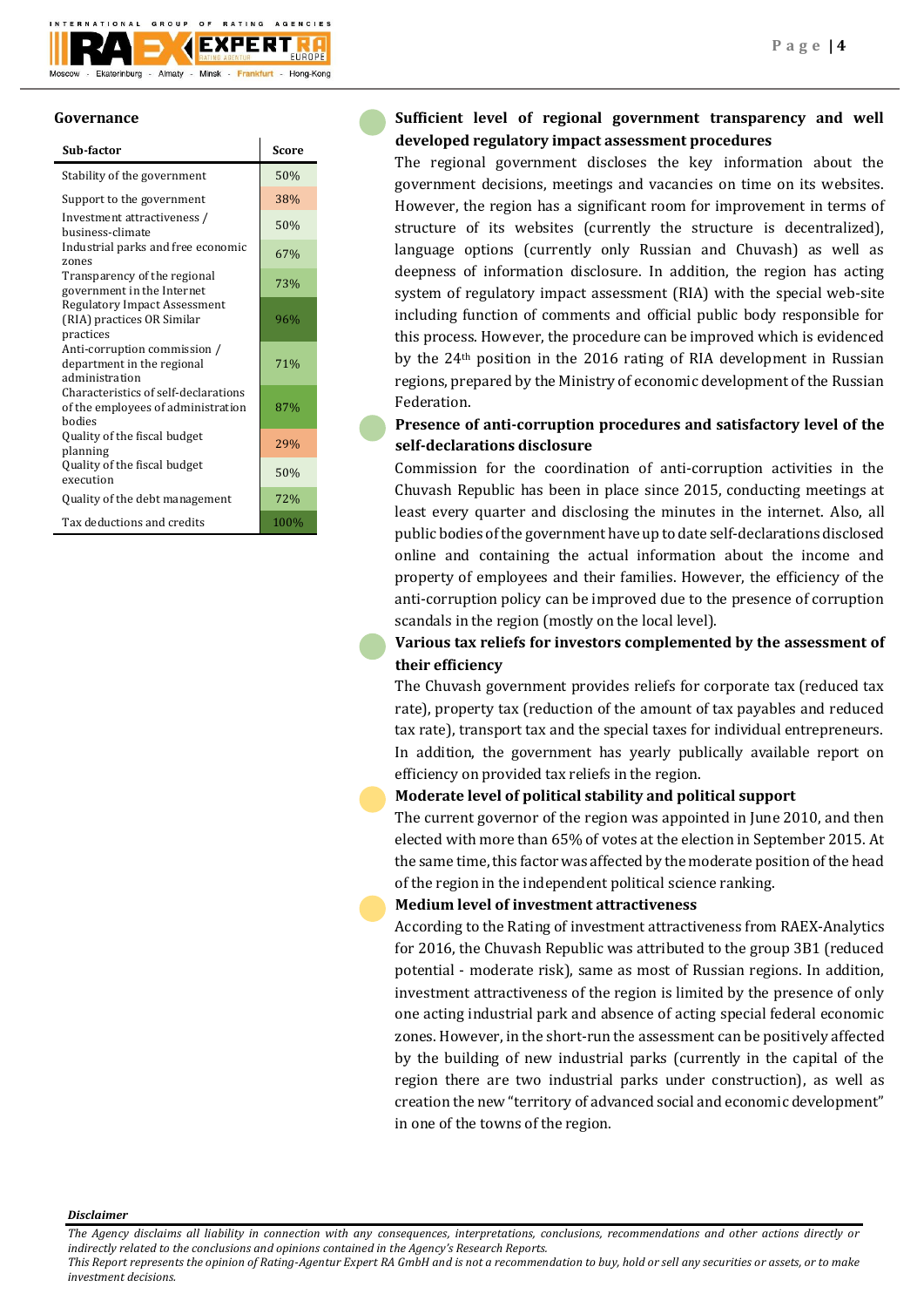## Governance

| Sub-factor | Score |
|---|---|
| Stability of the government | 50% |
| Support to the government | 38% |
| Investment attractiveness / business-climate | 50% |
| Industrial parks and free economic zones | 67% |
| Transparency of the regional government in the Internet | 73% |
| Regulatory Impact Assessment (RIA) practices OR Similar practices | 96% |
| Anti-corruption commission / department in the regional administration | 71% |
| Characteristics of self-declarations of the employees of administration bodies | 87% |
| Quality of the fiscal budget planning | 29% |
| Quality of the fiscal budget execution | 50% |
| Quality of the debt management | 72% |
| Tax deductions and credits | 100% |

**Sufficient level of regional government transparency and well developed regulatory impact assessment procedures**

The regional government discloses the key information about the government decisions, meetings and vacancies on time on its websites. However, the region has a significant room for improvement in terms of structure of its websites (currently the structure is decentralized), language options (currently only Russian and Chuvash) as well as deepness of information disclosure. In addition, the region has acting system of regulatory impact assessment (RIA) with the special web-site including function of comments and official public body responsible for this process. However, the procedure can be improved which is evidenced by the 24th position in the 2016 rating of RIA development in Russian regions, prepared by the Ministry of economic development of the Russian Federation.

**Presence of anti-corruption procedures and satisfactory level of the self-declarations disclosure**

Commission for the coordination of anti-corruption activities in the Chuvash Republic has been in place since 2015, conducting meetings at least every quarter and disclosing the minutes in the internet. Also, all public bodies of the government have up to date self-declarations disclosed online and containing the actual information about the income and property of employees and their families. However, the efficiency of the anti-corruption policy can be improved due to the presence of corruption scandals in the region (mostly on the local level).

**Various tax reliefs for investors complemented by the assessment of their efficiency**

The Chuvash government provides reliefs for corporate tax (reduced tax rate), property tax (reduction of the amount of tax payables and reduced tax rate), transport tax and the special taxes for individual entrepreneurs. In addition, the government has yearly publically available report on efficiency on provided tax reliefs in the region.

**Moderate level of political stability and political support**

The current governor of the region was appointed in June 2010, and then elected with more than 65% of votes at the election in September 2015. At the same time, this factor was affected by the moderate position of the head of the region in the independent political science ranking.

**Medium level of investment attractiveness**

According to the Rating of investment attractiveness from RAEX-Analytics for 2016, the Chuvash Republic was attributed to the group 3B1 (reduced potential - moderate risk), same as most of Russian regions. In addition, investment attractiveness of the region is limited by the presence of only one acting industrial park and absence of acting special federal economic zones. However, in the short-run the assessment can be positively affected by the building of new industrial parks (currently in the capital of the region there are two industrial parks under construction), as well as creation the new "territory of advanced social and economic development" in one of the towns of the region.

***Disclaimer***

*The Agency disclaims all liability in connection with any consequences, interpretations, conclusions, recommendations and other actions directly or indirectly related to the conclusions and opinions contained in the Agency's Research Reports.*
*This Report represents the opinion of Rating-Agentur Expert RA GmbH and is not a recommendation to buy, hold or sell any securities or assets, or to make investment decisions.*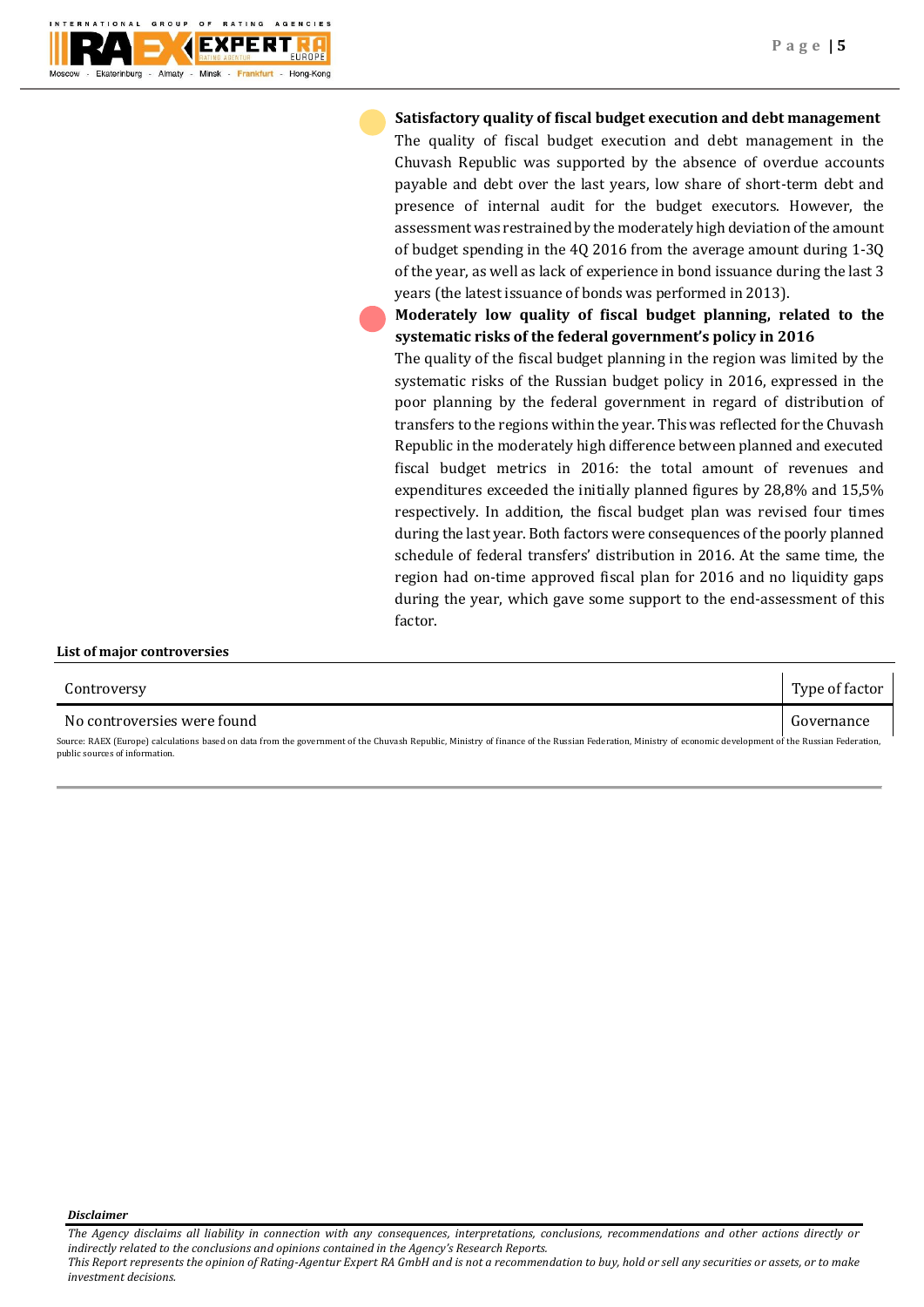**Satisfactory quality of fiscal budget execution and debt management**

The quality of fiscal budget execution and debt management in the Chuvash Republic was supported by the absence of overdue accounts payable and debt over the last years, low share of short-term debt and presence of internal audit for the budget executors. However, the assessment was restrained by the moderately high deviation of the amount of budget spending in the 4Q 2016 from the average amount during 1-3Q of the year, as well as lack of experience in bond issuance during the last 3 years (the latest issuance of bonds was performed in 2013).

**Moderately low quality of fiscal budget planning, related to the systematic risks of the federal government's policy in 2016**

The quality of the fiscal budget planning in the region was limited by the systematic risks of the Russian budget policy in 2016, expressed in the poor planning by the federal government in regard of distribution of transfers to the regions within the year. This was reflected for the Chuvash Republic in the moderately high difference between planned and executed fiscal budget metrics in 2016: the total amount of revenues and expenditures exceeded the initially planned figures by 28,8% and 15,5% respectively. In addition, the fiscal budget plan was revised four times during the last year. Both factors were consequences of the poorly planned schedule of federal transfers' distribution in 2016. At the same time, the region had on-time approved fiscal plan for 2016 and no liquidity gaps during the year, which gave some support to the end-assessment of this factor.

**List of major controversies**

| Controversy | Type of factor |
| --- | --- |
| No controversies were found | Governance |

Source: RAEX (Europe) calculations based on data from the government of the Chuvash Republic, Ministry of finance of the Russian Federation, Ministry of economic development of the Russian Federation, public sources of information.

***Disclaimer***

*The Agency disclaims all liability in connection with any consequences, interpretations, conclusions, recommendations and other actions directly or indirectly related to the conclusions and opinions contained in the Agency's Research Reports.*

*This Report represents the opinion of Rating-Agentur Expert RA GmbH and is not a recommendation to buy, hold or sell any securities or assets, or to make investment decisions.*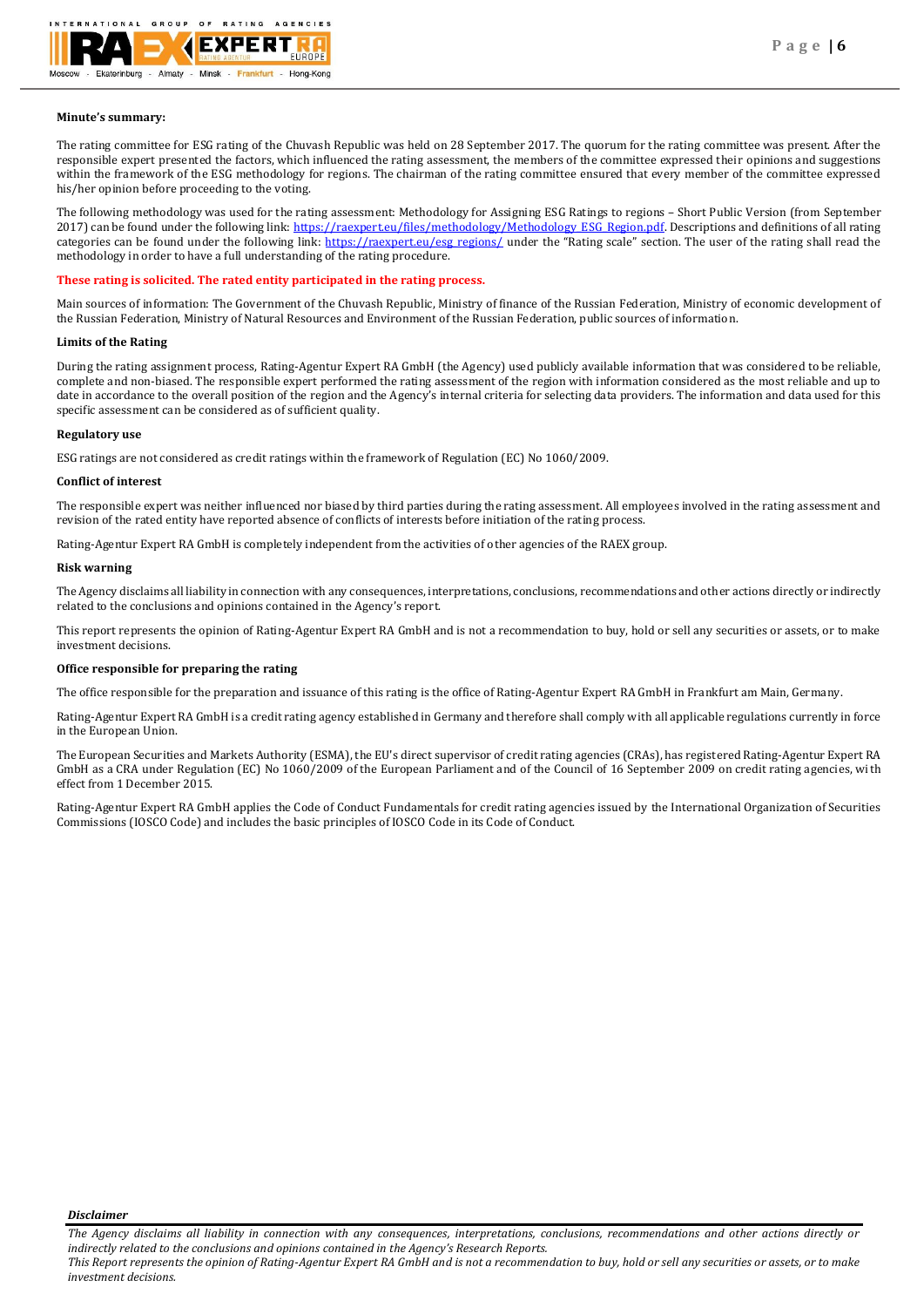**Minute's summary:**

The rating committee for ESG rating of the Chuvash Republic was held on 28 September 2017. The quorum for the rating committee was present. After the responsible expert presented the factors, which influenced the rating assessment, the members of the committee expressed their opinions and suggestions within the framework of the ESG methodology for regions. The chairman of the rating committee ensured that every member of the committee expressed his/her opinion before proceeding to the voting.

The following methodology was used for the rating assessment: Methodology for Assigning ESG Ratings to regions – Short Public Version (from September 2017) can be found under the following link: https://raexpert.eu/files/methodology/Methodology_ESG_Region.pdf. Descriptions and definitions of all rating categories can be found under the following link: https://raexpert.eu/esg_regions/ under the "Rating scale" section. The user of the rating shall read the methodology in order to have a full understanding of the rating procedure.

**These rating is solicited. The rated entity participated in the rating process.**

Main sources of information: The Government of the Chuvash Republic, Ministry of finance of the Russian Federation, Ministry of economic development of the Russian Federation, Ministry of Natural Resources and Environment of the Russian Federation, public sources of information.

**Limits of the Rating**

During the rating assignment process, Rating-Agentur Expert RA GmbH (the Agency) used publicly available information that was considered to be reliable, complete and non-biased. The responsible expert performed the rating assessment of the region with information considered as the most reliable and up to date in accordance to the overall position of the region and the Agency's internal criteria for selecting data providers. The information and data used for this specific assessment can be considered as of sufficient quality.

**Regulatory use**

ESG ratings are not considered as credit ratings within the framework of Regulation (EC) No 1060/2009.

**Conflict of interest**

The responsible expert was neither influenced nor biased by third parties during the rating assessment. All employees involved in the rating assessment and revision of the rated entity have reported absence of conflicts of interests before initiation of the rating process.

Rating-Agentur Expert RA GmbH is completely independent from the activities of other agencies of the RAEX group.

**Risk warning**

The Agency disclaims all liability in connection with any consequences, interpretations, conclusions, recommendations and other actions directly or indirectly related to the conclusions and opinions contained in the Agency's report.

This report represents the opinion of Rating-Agentur Expert RA GmbH and is not a recommendation to buy, hold or sell any securities or assets, or to make investment decisions.

**Office responsible for preparing the rating**

The office responsible for the preparation and issuance of this rating is the office of Rating-Agentur Expert RA GmbH in Frankfurt am Main, Germany.

Rating-Agentur Expert RA GmbH is a credit rating agency established in Germany and therefore shall comply with all applicable regulations currently in force in the European Union.

The European Securities and Markets Authority (ESMA), the EU's direct supervisor of credit rating agencies (CRAs), has registered Rating-Agentur Expert RA GmbH as a CRA under Regulation (EC) No 1060/2009 of the European Parliament and of the Council of 16 September 2009 on credit rating agencies, with effect from 1 December 2015.

Rating-Agentur Expert RA GmbH applies the Code of Conduct Fundamentals for credit rating agencies issued by the International Organization of Securities Commissions (IOSCO Code) and includes the basic principles of IOSCO Code in its Code of Conduct.